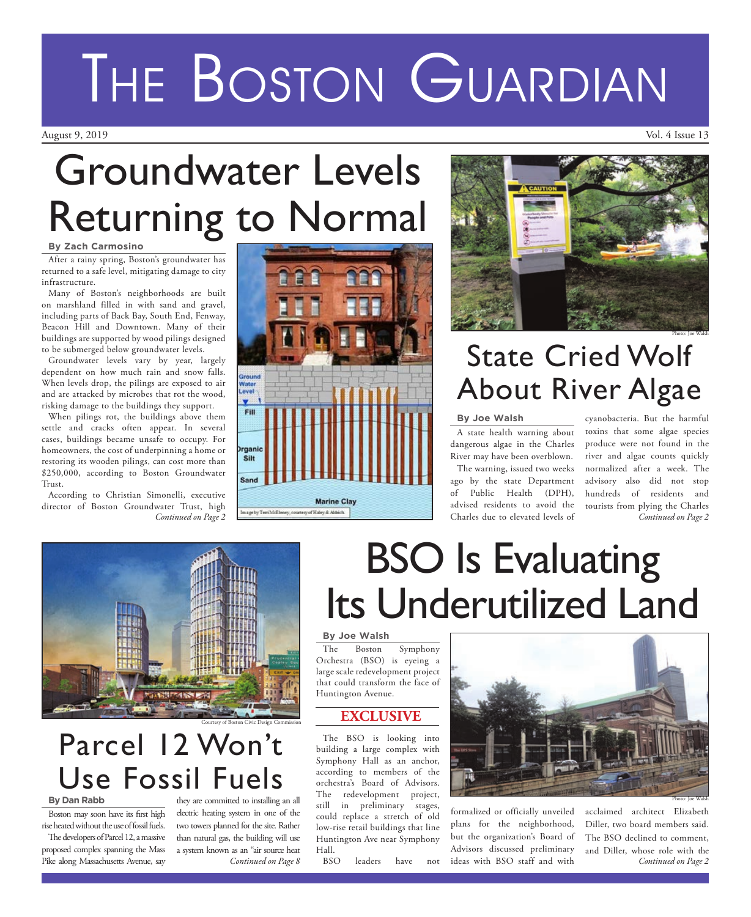# The Boston Guardian

August 9, 2019 | Vol. 4 Issue 13

## Groundwater Levels Returning to Normal

**By Zach Carmosino**

After a rainy spring, Boston's groundwater has returned to a safe level, mitigating damage to city infrastructure.

Many of Boston's neighborhoods are built on marshland filled in with sand and gravel, including parts of Back Bay, South End, Fenway, Beacon Hill and Downtown. Many of their buildings are supported by wood pilings designed to be submerged below groundwater levels.

Groundwater levels vary by year, largely dependent on how much rain and snow falls. When levels drop, the pilings are exposed to air and are attacked by microbes that rot the wood, risking damage to the buildings they support.

When pilings rot, the buildings above them settle and cracks often appear. In several cases, buildings became unsafe to occupy. For homeowners, the cost of underpinning a home or restoring its wooden pilings, can cost more than $250,000, according to Boston Groundwater Trust.

According to Christian Simonelli, executive director of Boston Groundwater Trust, high

*Continued on Page 2*

Ground Water Level

Fill

Organic Silt

Sand

Marine Clay

Image by Terri McEleney, courtesy of Haley & Aldrich.

Photo: Joe Walsh

## State Cried Wolf About River Algae

**By Joe Walsh**

A state health warning about dangerous algae in the Charles River may have been overblown.

The warning, issued two weeks ago by the state Department of Public Health (DPH), advised residents to avoid the Charles due to elevated levels of cyanobacteria. But the harmful toxins that some algae species produce were not found in the river and algae counts quickly normalized after a week. The advisory also did not stop hundreds of residents and tourists from plying the Charles

*Continued on Page 2*

Courtesy of Boston Civic Design Commission

## Parcel 12 Won't Use Fossil Fuels

**By Dan Rabb**

Boston may soon have its first high rise heated without the use of fossil fuels.

The developers of Parcel 12, a massive proposed complex spanning the Mass Pike along Massachusetts Avenue, say they are committed to installing an all electric heating system in one of the two towers planned for the site. Rather than natural gas, the building will use a system known as an "air source heat

*Continued on Page 8*

## BSO Is Evaluating Its Underutilized Land

**By Joe Walsh**

The Boston Symphony Orchestra (BSO) is eyeing a large scale redevelopment project that could transform the face of Huntington Avenue.

**EXCLUSIVE**

The BSO is looking into building a large complex with Symphony Hall as an anchor, according to members of the orchestra's Board of Advisors. The redevelopment project, still in preliminary stages, could replace a stretch of old low-rise retail buildings that line Huntington Ave near Symphony Hall.

BSO leaders have not formalized or officially unveiled plans for the neighborhood, but the organization's Board of Advisors discussed preliminary ideas with BSO staff and with acclaimed architect Elizabeth Diller, two board members said. The BSO declined to comment, and Diller, whose role with the

*Continued on Page 2*

Photo: Joe Walsh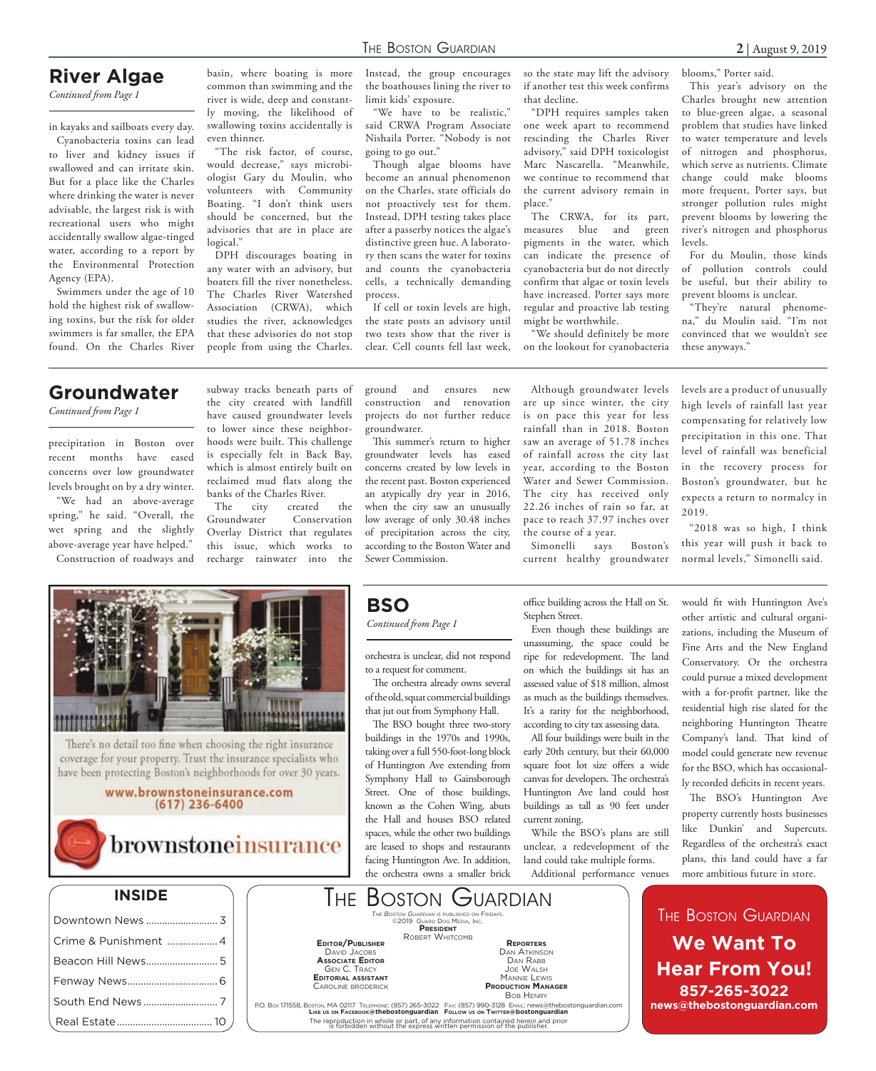## River Algae

*Continued from Page 1*

in kayaks and sailboats every day.

Cyanobacteria toxins can lead to liver and kidney issues if swallowed and can irritate skin. But for a place like the Charles where drinking the water is never advisable, the largest risk is with recreational users who might accidentally swallow algae-tinged water, according to a report by the Environmental Protection Agency (EPA).

Swimmers under the age of 10 hold the highest risk of swallowing toxins, but the risk for older swimmers is far smaller, the EPA found. On the Charles River basin, where boating is more common than swimming and the river is wide, deep and constantly moving, the likelihood of swallowing toxins accidentally is even thinner.

"The risk factor, of course, would decrease," says microbiologist Gary du Moulin, who volunteers with Community Boating. "I don't think users should be concerned, but the advisories that are in place are logical."

DPH discourages boating in any water with an advisory, but boaters fill the river nonetheless. The Charles River Watershed Association (CRWA), which studies the river, acknowledges that these advisories do not stop people from using the Charles. Instead, the group encourages the boathouses lining the river to limit kids' exposure.

"We have to be realistic," said CRWA Program Associate Nishaila Porter. "Nobody is not going to go out."

Though algae blooms have become an annual phenomenon on the Charles, state officials do not proactively test for them. Instead, DPH testing takes place after a passerby notices the algae's distinctive green hue. A laboratory then scans the water for toxins and counts the cyanobacteria cells, a technically demanding process.

If cell or toxin levels are high, the state posts an advisory until two tests show that the river is clear. Cell counts fell last week, so the state may lift the advisory if another test this week confirms that decline.

"DPH requires samples taken one week apart to recommend rescinding the Charles River advisory," said DPH toxicologist Marc Nascarella. "Meanwhile, we continue to recommend that the current advisory remain in place."

The CRWA, for its part, measures blue and green pigments in the water, which can indicate the presence of cyanobacteria but do not directly confirm that algae or toxin levels have increased. Porter says more regular and proactive lab testing might be worthwhile.

"We should definitely be more on the lookout for cyanobacteria blooms," Porter said.

This year's advisory on the Charles brought new attention to blue-green algae, a seasonal problem that studies have linked to water temperature and levels of nitrogen and phosphorus, which serve as nutrients. Climate change could make blooms more frequent, Porter says, but stronger pollution rules might prevent blooms by lowering the river's nitrogen and phosphorus levels.

For du Moulin, those kinds of pollution controls could be useful, but their ability to prevent blooms is unclear.

"They're natural phenomena," du Moulin said. "I'm not convinced that we wouldn't see these anyways."

## Groundwater

*Continued from Page 1*

precipitation in Boston over recent months have eased concerns over low groundwater levels brought on by a dry winter.

"We had an above-average spring," he said. "Overall, the wet spring and the slightly above-average year have helped."

Construction of roadways and subway tracks beneath parts of the city created with landfill have caused groundwater levels to lower since these neighborhoods were built. This challenge is especially felt in Back Bay, which is almost entirely built on reclaimed mud flats along the banks of the Charles River.

The city created the Groundwater Conservation Overlay District that regulates this issue, which works to recharge rainwater into the ground and ensures new construction and renovation projects do not further reduce groundwater.

This summer's return to higher groundwater levels has eased the concerns created by low levels in the recent past. Boston experienced an atypically dry year in 2016, when the city saw an unusually low average of only 30.48 inches of precipitation across the city, according to the Boston Water and Sewer Commission.

Although groundwater levels are up since winter, the city is on pace this year for less rainfall than in 2018. Boston saw an average of 51.78 inches of rainfall across the city last year, according to the Boston Water and Sewer Commission. The city has received only 22.26 inches of rain so far, at pace to reach 37.97 inches over the course of a year.

Simonelli says Boston's current healthy groundwater levels are a product of unusually high levels of rainfall last year compensating for relatively low precipitation in this one. That level of rainfall was beneficial in the recovery process for Boston's groundwater, but he expects a return to normalcy in 2019.

"2018 was so high, I think this year will push it back to normal levels," Simonelli said.

There's no detail too fine when choosing the right insurance coverage for your property. Trust the insurance specialists who have been protecting Boston's neighborhoods for over 30 years.

www.brownstoneinsurance.com
(617) 236-6400

brownstoneinsurance

## BSO

*Continued from Page 1*

orchestra is unclear, did not respond to a request for comment.

The orchestra already owns several of the old, squat commercial buildings that jut out from Symphony Hall.

The BSO bought three two-story buildings in the 1970s and 1990s, taking over a full 550-foot-long block of Huntington Ave extending from Symphony Hall to Gainsborough Street. One of those buildings, known as the Cohen Wing, abuts the Hall and houses BSO related spaces, while the other two buildings are leased to shops and restaurants facing Huntington Ave. In addition, the orchestra owns a smaller brick office building across the Hall on St. Stephen Street.

Even though these buildings are unassuming, the space could be ripe for redevelopment. The land on which the buildings sit has an assessed value of $18 million, almost as much as the buildings themselves. It's a rarity for the neighborhood, according to city tax assessing data.

All four buildings were built in the early 20th century, but their 60,000 square foot lot size offers a wide canvas for developers. The orchestra's Huntington Ave land could host buildings as tall as 90 feet under current zoning.

While the BSO's plans are still unclear, a redevelopment of the land could take multiple forms.

Additional performance venues would fit with Huntington Ave's other artistic and cultural organizations, including the Museum of Fine Arts and the New England Conservatory. Or the orchestra could pursue a mixed development with a for-profit partner, like the residential high rise slated for the neighboring Huntington Theatre Company's land. That kind of model could generate new revenue for the BSO, which has occasionally recorded deficits in recent years.

The BSO's Huntington Ave property currently hosts businesses like Dunkin' and Supercuts. Regardless of the orchestra's exact plans, this land could have a far more ambitious future in store.

### INSIDE

| | |
|---|---|
| Downtown News | 3 |
| Crime & Punishment | 4 |
| Beacon Hill News | 5 |
| Fenway News | 6 |
| South End News | 7 |
| Real Estate | 10 |

### The Boston Guardian

*The Boston Guardian* is published on Fridays.
©2019 Guard Dog Media, Inc.

**President**
Robert Whitcomb

**Editor/Publisher**
David Jacobs
**Associate Editor**
Gen C. Tracy
**Editorial Assistant**
Caroline Broderick

**Reporters**
Dan Atkinson
Dan Rabb
Joe Walsh
Mannie Lewis
**Production Manager**
Bob Henry

P.O. Box 171558, Boston, MA 02117 Telephone: (857) 265-3022 Fax: (857) 990-3128 Email: news@thebostonguardian.com
**Like us on Facebook@thebostonguardian Follow us on Twitter@bostonguardian**

The reproduction in whole or part, of any information contained herein and prior is forbidden without the express written permission of the publisher.

### The Boston Guardian

**We Want To Hear From You!**

**857-265-3022**
**news@thebostonguardian.com**